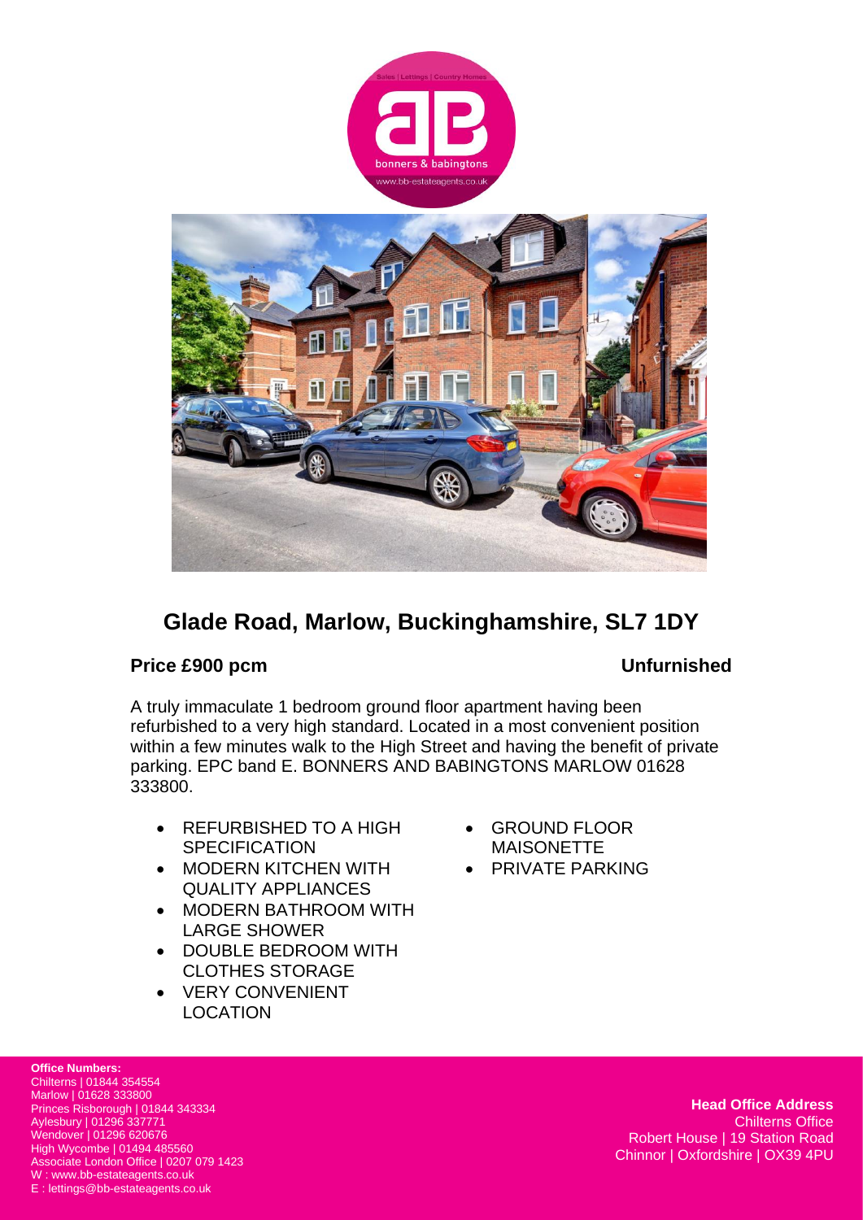# Glade Road, Marlow, Buckinghamshire, SL7 1DY

**Price £900 pcm** **Unfurnished**

A truly immaculate 1 bedroom ground floor apartment having been refurbished to a very high standard. Located in a most convenient position within a few minutes walk to the High Street and having the benefit of private parking. EPC band E. BONNERS AND BABINGTONS MARLOW 01628 333800.

- REFURBISHED TO A HIGH SPECIFICATION
- MODERN KITCHEN WITH QUALITY APPLIANCES
- MODERN BATHROOM WITH LARGE SHOWER
- DOUBLE BEDROOM WITH CLOTHES STORAGE
- VERY CONVENIENT LOCATION
- GROUND FLOOR MAISONETTE
- PRIVATE PARKING

**Office Numbers:**
Chilterns | 01844 354554
Marlow | 01628 333800
Princes Risborough | 01844 343334
Aylesbury | 01296 337771
Wendover | 01296 620676
High Wycombe | 01494 485560
Associate London Office | 0207 079 1423
W : www.bb-estateagents.co.uk
E : lettings@bb-estateagents.co.uk

**Head Office Address**
Chilterns Office
Robert House | 19 Station Road
Chinnor | Oxfordshire | OX39 4PU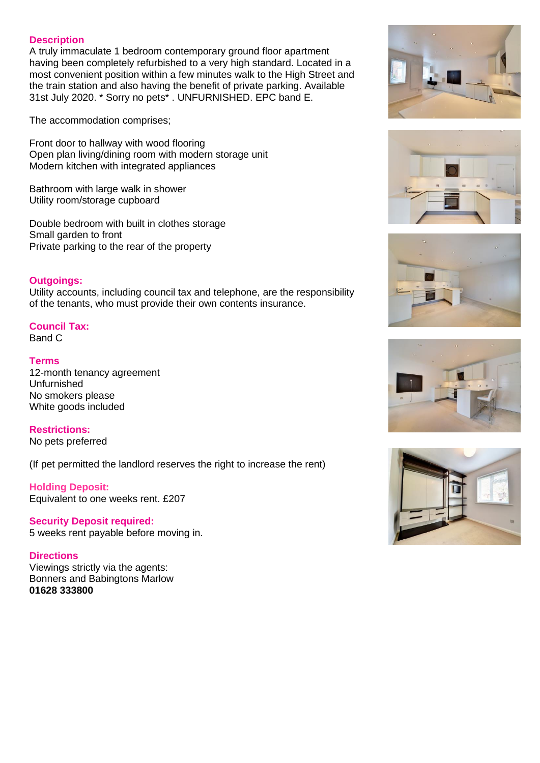## Description

A truly immaculate 1 bedroom contemporary ground floor apartment having been completely refurbished to a very high standard. Located in a most convenient position within a few minutes walk to the High Street and the train station and also having the benefit of private parking. Available 31st July 2020. * Sorry no pets* . UNFURNISHED. EPC band E.

The accommodation comprises;

Front door to hallway with wood flooring
Open plan living/dining room with modern storage unit
Modern kitchen with integrated appliances

Bathroom with large walk in shower
Utility room/storage cupboard

Double bedroom with built in clothes storage
Small garden to front
Private parking to the rear of the property

## Outgoings:

Utility accounts, including council tax and telephone, are the responsibility of the tenants, who must provide their own contents insurance.

## Council Tax:

Band C

## Terms

12-month tenancy agreement
Unfurnished
No smokers please
White goods included

## Restrictions:

No pets preferred

(If pet permitted the landlord reserves the right to increase the rent)

## Holding Deposit:

Equivalent to one weeks rent. £207

## Security Deposit required:

5 weeks rent payable before moving in.

## Directions

Viewings strictly via the agents:
Bonners and Babingtons Marlow
**01628 333800**